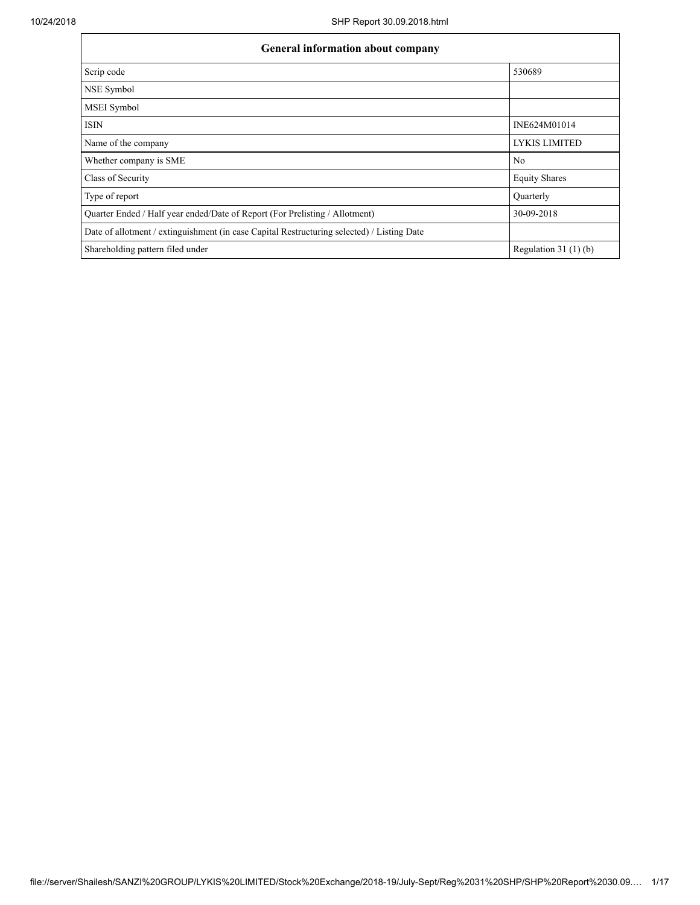| General information about company | |
| --- | --- |
| Scrip code | 530689 |
| NSE Symbol | |
| MSEI Symbol | |
| ISIN | INE624M01014 |
| Name of the company | LYKIS LIMITED |
| Whether company is SME | No |
| Class of Security | Equity Shares |
| Type of report | Quarterly |
| Quarter Ended / Half year ended/Date of Report (For Prelisting / Allotment) | 30-09-2018 |
| Date of allotment / extinguishment (in case Capital Restructuring selected) / Listing Date | |
| Shareholding pattern filed under | Regulation 31 (1) (b) |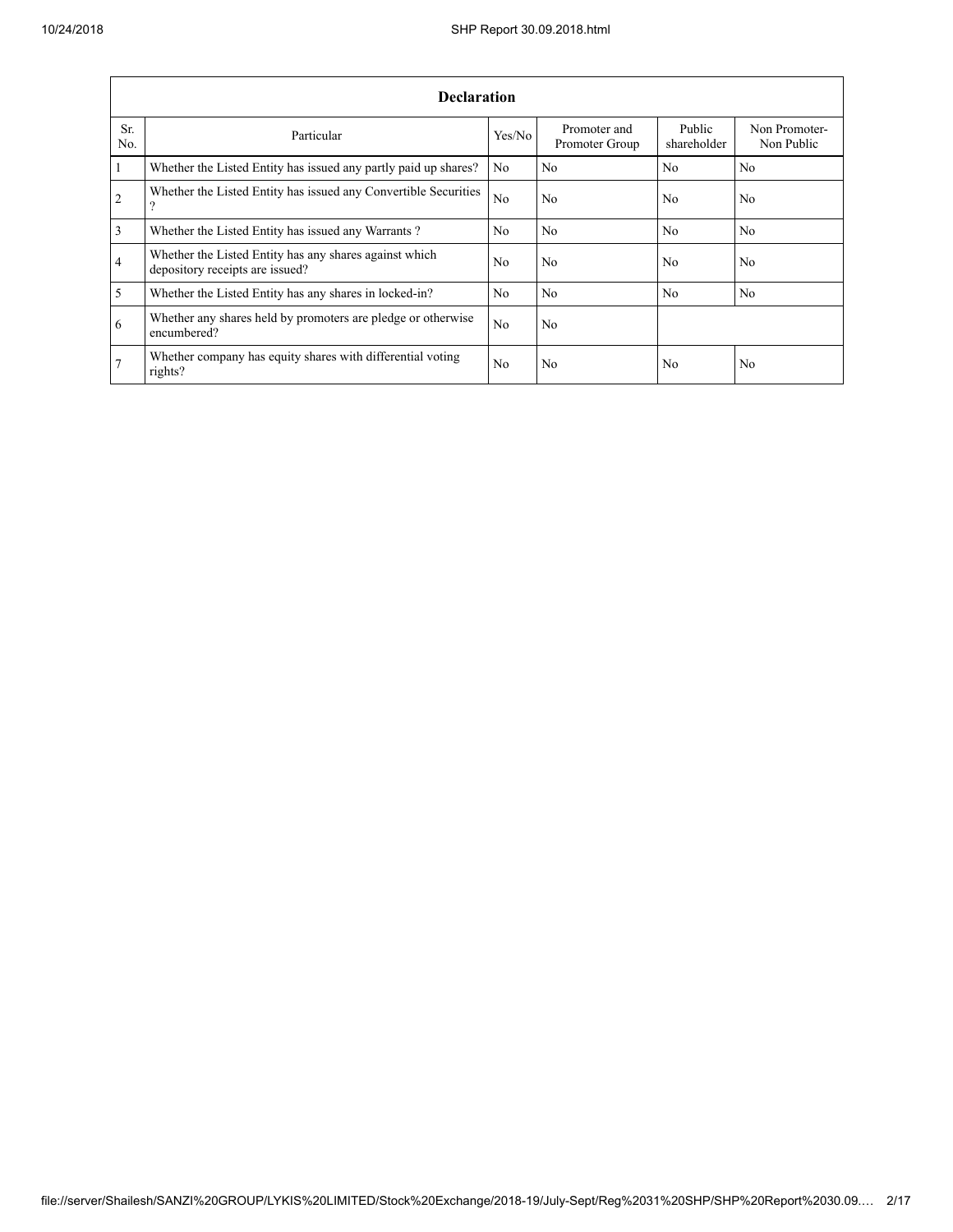| Declaration | | | | | |
| --- | --- | --- | --- | --- | --- |
| Sr. No. | Particular | Yes/No | Promoter and Promoter Group | Public shareholder | Non Promoter- Non Public |
| 1 | Whether the Listed Entity has issued any partly paid up shares? | No | No | No | No |
| 2 | Whether the Listed Entity has issued any Convertible Securities ? | No | No | No | No |
| 3 | Whether the Listed Entity has issued any Warrants ? | No | No | No | No |
| 4 | Whether the Listed Entity has any shares against which depository receipts are issued? | No | No | No | No |
| 5 | Whether the Listed Entity has any shares in locked-in? | No | No | No | No |
| 6 | Whether any shares held by promoters are pledge or otherwise encumbered? | No | No | | |
| 7 | Whether company has equity shares with differential voting rights? | No | No | No | No |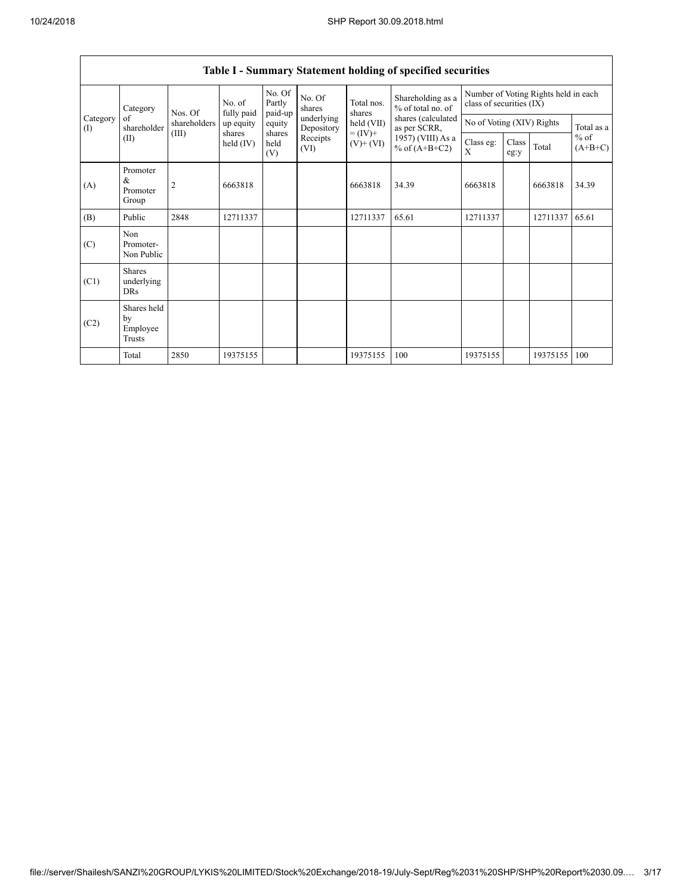## Table I - Summary Statement holding of specified securities

| Category (I) | Category of shareholder (II) | Nos. Of shareholders (III) | No. of fully paid up equity shares held (IV) | No. Of Partly paid-up equity shares held (V) | No. Of shares underlying Depository Receipts (VI) | Total nos. shares held (VII) = (IV)+ (V)+ (VI) | Shareholding as a % of total no. of shares (calculated as per SCRR, 1957) (VIII) As a % of (A+B+C2) | Number of Voting Rights held in each class of securities (IX) | | | |
|---|---|---|---|---|---|---|---|---|---|---|---|
| | | | | | | | | No of Voting (XIV) Rights | | | Total as a % of (A+B+C) |
| | | | | | | | | Class eg: X | Class eg:y | Total | |
| (A) | Promoter & Promoter Group | 2 | 6663818 | | | 6663818 | 34.39 | 6663818 | | 6663818 | 34.39 |
| (B) | Public | 2848 | 12711337 | | | 12711337 | 65.61 | 12711337 | | 12711337 | 65.61 |
| (C) | Non Promoter- Non Public | | | | | | | | | | |
| (C1) | Shares underlying DRs | | | | | | | | | | |
| (C2) | Shares held by Employee Trusts | | | | | | | | | | |
| | Total | 2850 | 19375155 | | | 19375155 | 100 | 19375155 | | 19375155 | 100 |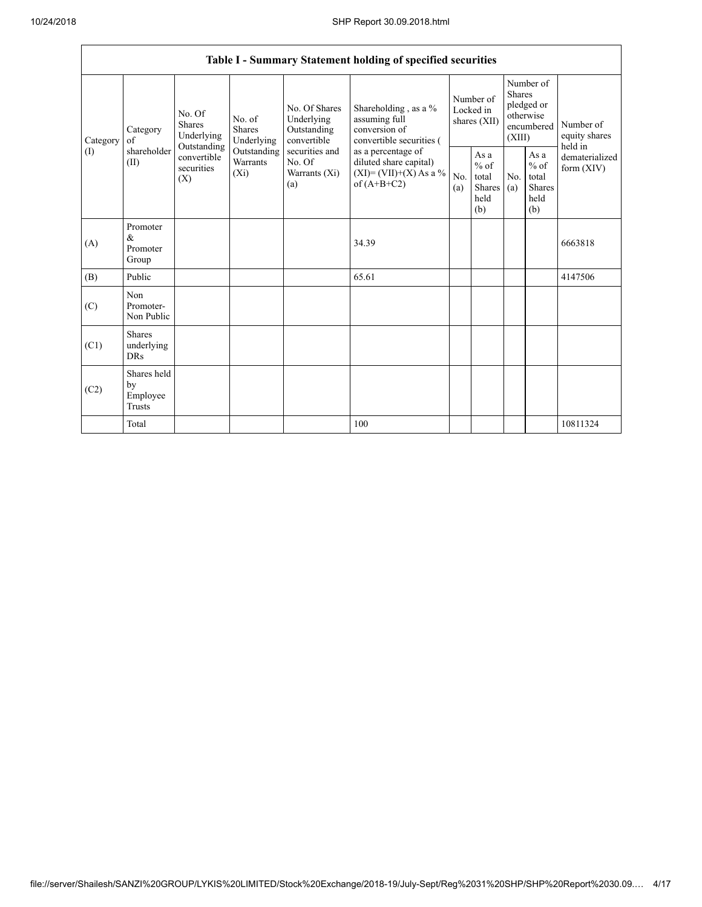| Table I - Summary Statement holding of specified securities | | | | | | | | | | |
|---|---|---|---|---|---|---|---|---|---|---|
| Category (I) | Category of shareholder (II) | No. Of Shares Underlying Outstanding convertible securities (X) | No. of Shares Underlying Outstanding Warrants (Xi) | No. Of Shares Underlying Outstanding convertible securities and No. Of Warrants (Xi) (a) | Shareholding , as a % assuming full conversion of convertible securities ( as a percentage of diluted share capital) (XI)= (VII)+(X) As a % of (A+B+C2) | Number of Locked in shares (XII) | | Number of Shares pledged or otherwise encumbered (XIII) | | Number of equity shares held in dematerialized form (XIV) |
| | | | | | | No. (a) | As a % of total Shares held (b) | No. (a) | As a % of total Shares held (b) | |
| (A) | Promoter & Promoter Group | | | | 34.39 | | | | | 6663818 |
| (B) | Public | | | | 65.61 | | | | | 4147506 |
| (C) | Non Promoter- Non Public | | | | | | | | | |
| (C1) | Shares underlying DRs | | | | | | | | | |
| (C2) | Shares held by Employee Trusts | | | | | | | | | |
| | Total | | | | 100 | | | | | 10811324 |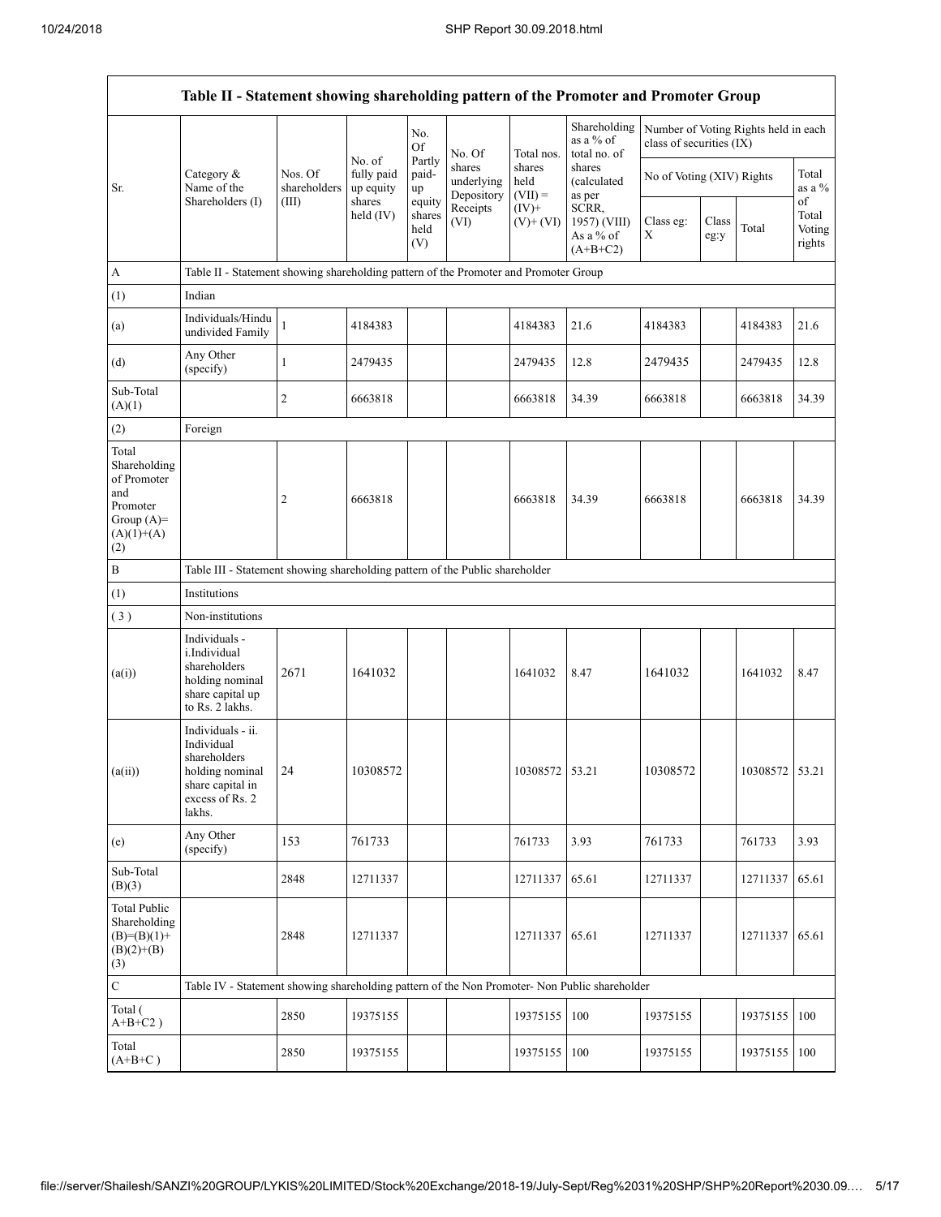| Table II - Statement showing shareholding pattern of the Promoter and Promoter Group | | | | | | | | | | | | |
|---|---|---|---|---|---|---|---|---|---|---|---|---|
| Sr. | Category & Name of the Shareholders (I) | Nos. Of shareholders (III) | No. of fully paid up equity shares held (IV) | No. Of Partly paid-up equity shares held (V) | No. Of shares underlying Depository Receipts (VI) | Total nos. shares held (VII) = (IV)+ (V)+ (VI) | Shareholding as a % of total no. of shares (calculated as per SCRR, 1957) (VIII) As a % of (A+B+C2) | Number of Voting Rights held in each class of securities (IX) | | | | |
| | | | | | | | | No of Voting (XIV) Rights | | | Total as a % of Total Voting rights | |
| | | | | | | | | Class eg: X | Class eg:y | Total | | |
| A | Table II - Statement showing shareholding pattern of the Promoter and Promoter Group | | | | | | | | | | | |
| (1) | Indian | | | | | | | | | | | |
| (a) | Individuals/Hindu undivided Family | 1 | 4184383 | | | 4184383 | 21.6 | 4184383 | | 4184383 | 21.6 | |
| (d) | Any Other (specify) | 1 | 2479435 | | | 2479435 | 12.8 | 2479435 | | 2479435 | 12.8 | |
| Sub-Total (A)(1) | | 2 | 6663818 | | | 6663818 | 34.39 | 6663818 | | 6663818 | 34.39 | |
| (2) | Foreign | | | | | | | | | | | |
| Total Shareholding of Promoter and Promoter Group (A)=(A)(1)+(A)(2) | | 2 | 6663818 | | | 6663818 | 34.39 | 6663818 | | 6663818 | 34.39 | |
| B | Table III - Statement showing shareholding pattern of the Public shareholder | | | | | | | | | | | |
| (1) | Institutions | | | | | | | | | | | |
| (3) | Non-institutions | | | | | | | | | | | |
| (a(i)) | Individuals - i.Individual shareholders holding nominal share capital up to Rs. 2 lakhs. | 2671 | 1641032 | | | 1641032 | 8.47 | 1641032 | | 1641032 | 8.47 | |
| (a(ii)) | Individuals - ii. Individual shareholders holding nominal share capital in excess of Rs. 2 lakhs. | 24 | 10308572 | | | 10308572 | 53.21 | 10308572 | | 10308572 | 53.21 | |
| (e) | Any Other (specify) | 153 | 761733 | | | 761733 | 3.93 | 761733 | | 761733 | 3.93 | |
| Sub-Total (B)(3) | | 2848 | 12711337 | | | 12711337 | 65.61 | 12711337 | | 12711337 | 65.61 | |
| Total Public Shareholding (B)=(B)(1)+(B)(2)+(B)(3) | | 2848 | 12711337 | | | 12711337 | 65.61 | 12711337 | | 12711337 | 65.61 | |
| C | Table IV - Statement showing shareholding pattern of the Non Promoter- Non Public shareholder | | | | | | | | | | | |
| Total ( A+B+C2 ) | | 2850 | 19375155 | | | 19375155 | 100 | 19375155 | | 19375155 | 100 | |
| Total (A+B+C ) | | 2850 | 19375155 | | | 19375155 | 100 | 19375155 | | 19375155 | 100 | |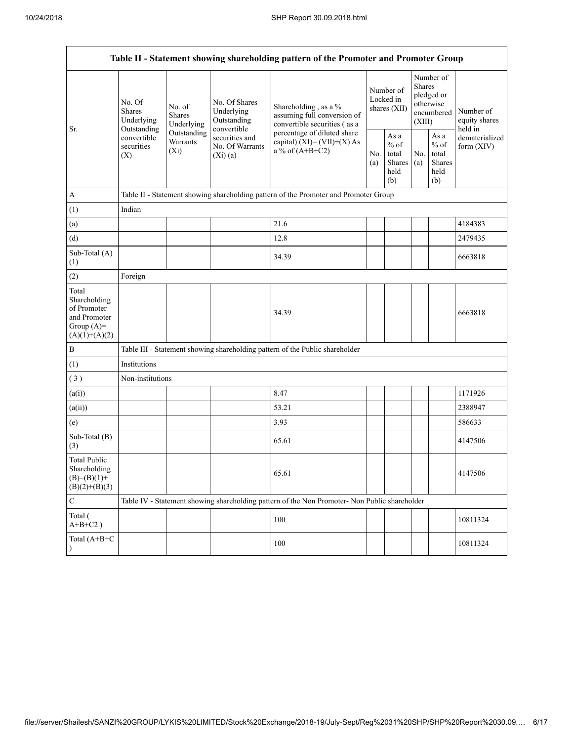| Table II - Statement showing shareholding pattern of the Promoter and Promoter Group | | | | | | | | | |
|---|---|---|---|---|---|---|---|---|---|
| Sr. | No. Of Shares Underlying Outstanding convertible securities (X) | No. of Shares Underlying Outstanding Warrants (Xi) | No. Of Shares Underlying Outstanding convertible securities and No. Of Warrants (Xi) (a) | Shareholding , as a % assuming full conversion of convertible securities ( as a percentage of diluted share capital) (XI)= (VII)+(X) As a % of (A+B+C2) | Number of Locked in shares (XII) | | Number of Shares pledged or otherwise encumbered (XIII) | | Number of equity shares held in dematerialized form (XIV) |
| | | | | | No. (a) | As a % of total Shares held (b) | No. (a) | As a % of total Shares held (b) | |
| A | Table II - Statement showing shareholding pattern of the Promoter and Promoter Group | | | | | | | | |
| (1) | Indian | | | | | | | | |
| (a) | | | | 21.6 | | | | | 4184383 |
| (d) | | | | 12.8 | | | | | 2479435 |
| Sub-Total (A) (1) | | | | 34.39 | | | | | 6663818 |
| (2) | Foreign | | | | | | | | |
| Total Shareholding of Promoter and Promoter Group (A)= (A)(1)+(A)(2) | | | | 34.39 | | | | | 6663818 |
| B | Table III - Statement showing shareholding pattern of the Public shareholder | | | | | | | | |
| (1) | Institutions | | | | | | | | |
| ( 3 ) | Non-institutions | | | | | | | | |
| (a(i)) | | | | 8.47 | | | | | 1171926 |
| (a(ii)) | | | | 53.21 | | | | | 2388947 |
| (e) | | | | 3.93 | | | | | 586633 |
| Sub-Total (B) (3) | | | | 65.61 | | | | | 4147506 |
| Total Public Shareholding (B)=(B)(1)+ (B)(2)+(B)(3) | | | | 65.61 | | | | | 4147506 |
| C | Table IV - Statement showing shareholding pattern of the Non Promoter- Non Public shareholder | | | | | | | | |
| Total ( A+B+C2 ) | | | | 100 | | | | | 10811324 |
| Total (A+B+C ) | | | | 100 | | | | | 10811324 |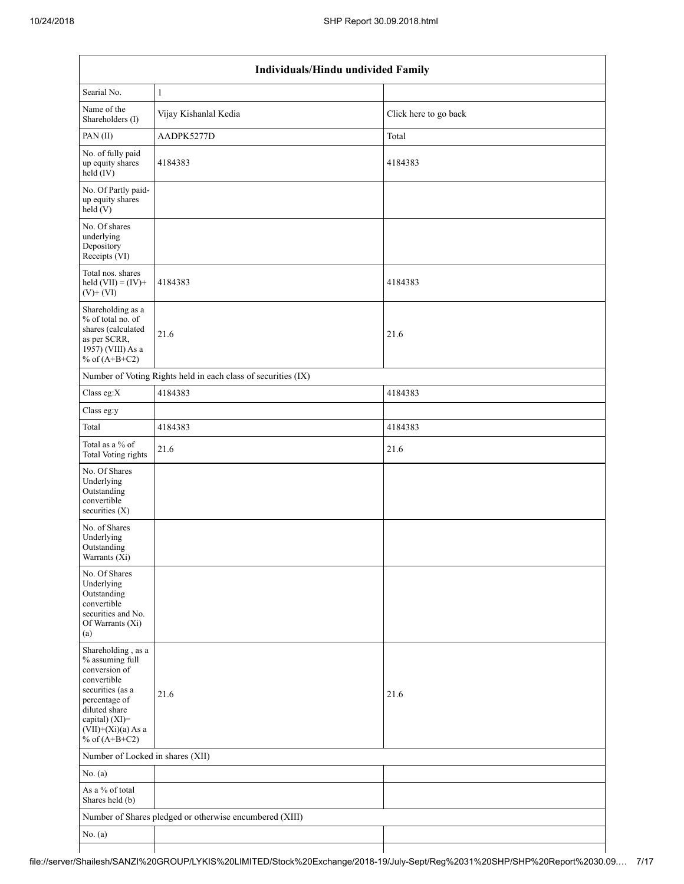| Individuals/Hindu undivided Family | | |
|---|---|---|
| Searial No. | 1 | |
| Name of the Shareholders (I) | Vijay Kishanlal Kedia | Click here to go back |
| PAN (II) | AADPK5277D | Total |
| No. of fully paid up equity shares held (IV) | 4184383 | 4184383 |
| No. Of Partly paid-up equity shares held (V) | | |
| No. Of shares underlying Depository Receipts (VI) | | |
| Total nos. shares held (VII) = (IV)+(V)+ (VI) | 4184383 | 4184383 |
| Shareholding as a % of total no. of shares (calculated as per SCRR, 1957) (VIII) As a % of (A+B+C2) | 21.6 | 21.6 |
| Number of Voting Rights held in each class of securities (IX) | | |
| Class eg:X | 4184383 | 4184383 |
| Class eg:y | | |
| Total | 4184383 | 4184383 |
| Total as a % of Total Voting rights | 21.6 | 21.6 |
| No. Of Shares Underlying Outstanding convertible securities (X) | | |
| No. of Shares Underlying Outstanding Warrants (Xi) | | |
| No. Of Shares Underlying Outstanding convertible securities and No. Of Warrants (Xi) (a) | | |
| Shareholding , as a % assuming full conversion of convertible securities (as a percentage of diluted share capital) (XI)= (VII)+(Xi)(a) As a % of (A+B+C2) | 21.6 | 21.6 |
| Number of Locked in shares (XII) | | |
| No. (a) | | |
| As a % of total Shares held (b) | | |
| Number of Shares pledged or otherwise encumbered (XIII) | | |
| No. (a) | | |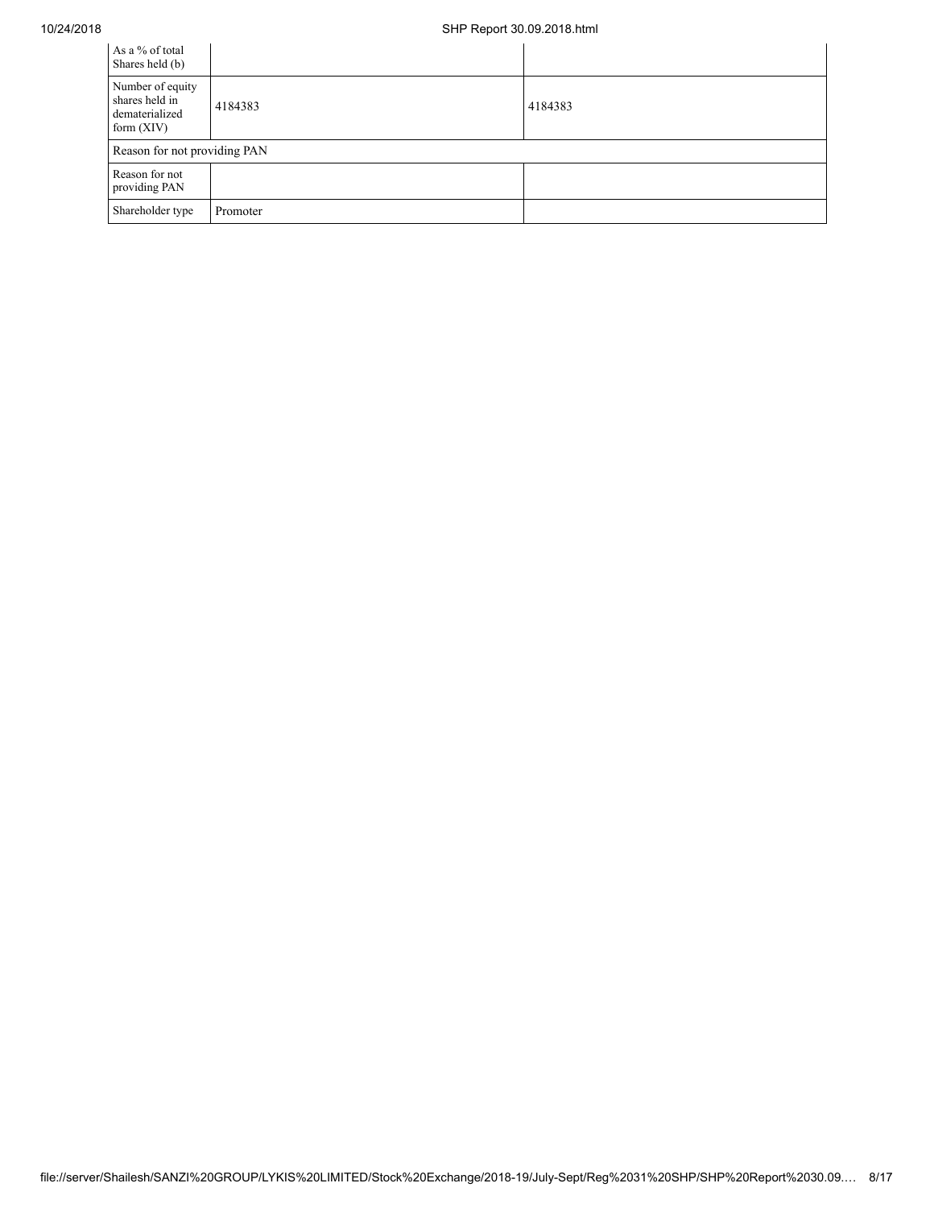| As a % of total Shares held (b) | | |
|---|---|---|
| Number of equity shares held in dematerialized form (XIV) | 4184383 | 4184383 |
| Reason for not providing PAN | | |
| Reason for not providing PAN | | |
| Shareholder type | Promoter | |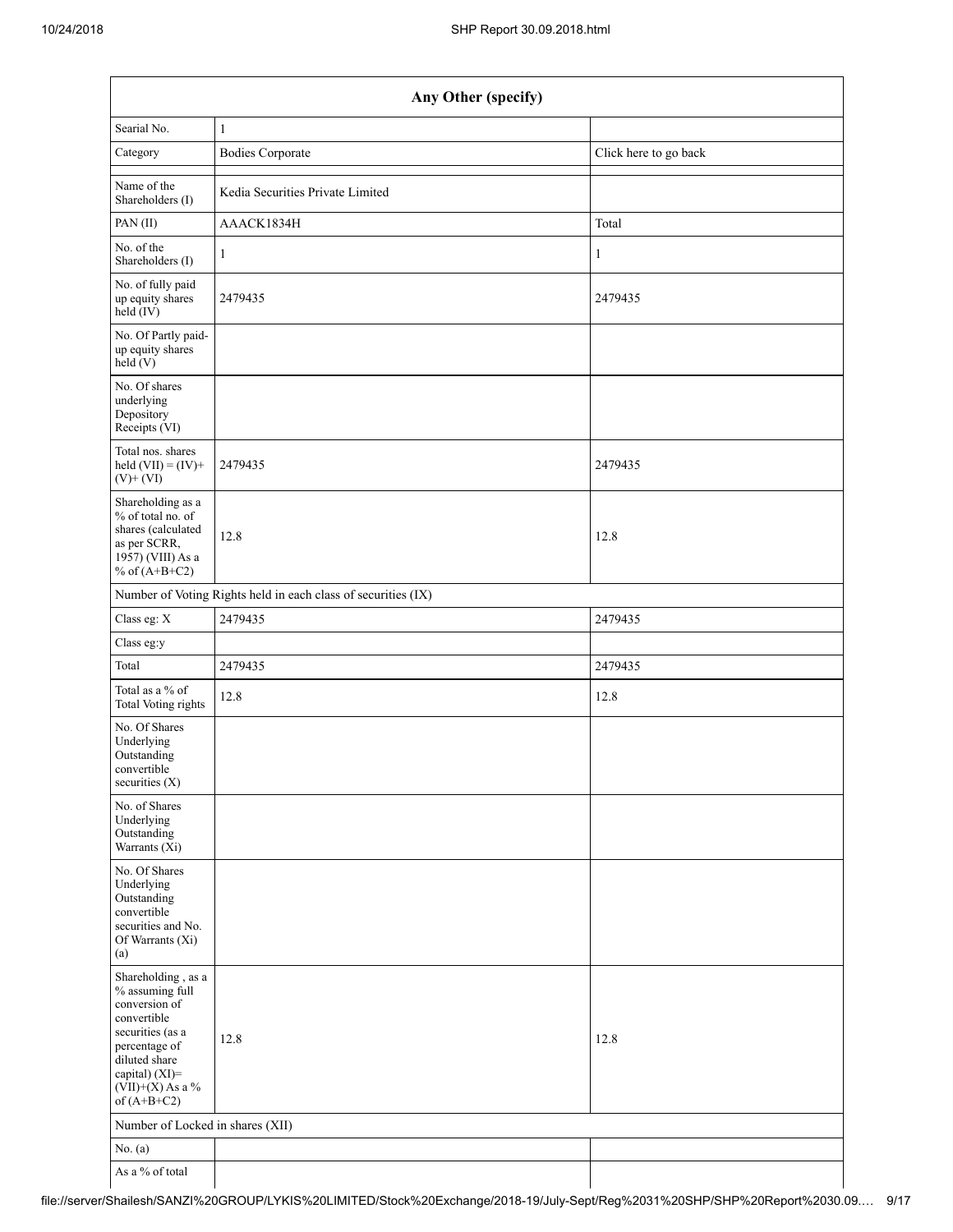| Any Other (specify) | | |
|---|---|---|
| Searial No. | 1 | |
| Category | Bodies Corporate | Click here to go back |
| Name of the Shareholders (I) | Kedia Securities Private Limited | |
| PAN (II) | AAACK1834H | Total |
| No. of the Shareholders (I) | 1 | 1 |
| No. of fully paid up equity shares held (IV) | 2479435 | 2479435 |
| No. Of Partly paid-up equity shares held (V) | | |
| No. Of shares underlying Depository Receipts (VI) | | |
| Total nos. shares held (VII) = (IV)+ (V)+ (VI) | 2479435 | 2479435 |
| Shareholding as a % of total no. of shares (calculated as per SCRR, 1957) (VIII) As a % of (A+B+C2) | 12.8 | 12.8 |
| Number of Voting Rights held in each class of securities (IX) | | |
| Class eg: X | 2479435 | 2479435 |
| Class eg:y | | |
| Total | 2479435 | 2479435 |
| Total as a % of Total Voting rights | 12.8 | 12.8 |
| No. Of Shares Underlying Outstanding convertible securities (X) | | |
| No. of Shares Underlying Outstanding Warrants (Xi) | | |
| No. Of Shares Underlying Outstanding convertible securities and No. Of Warrants (Xi) (a) | | |
| Shareholding , as a % assuming full conversion of convertible securities (as a percentage of diluted share capital) (XI)= (VII)+(X) As a % of (A+B+C2) | 12.8 | 12.8 |
| Number of Locked in shares (XII) | | |
| No. (a) | | |
| As a % of total | | |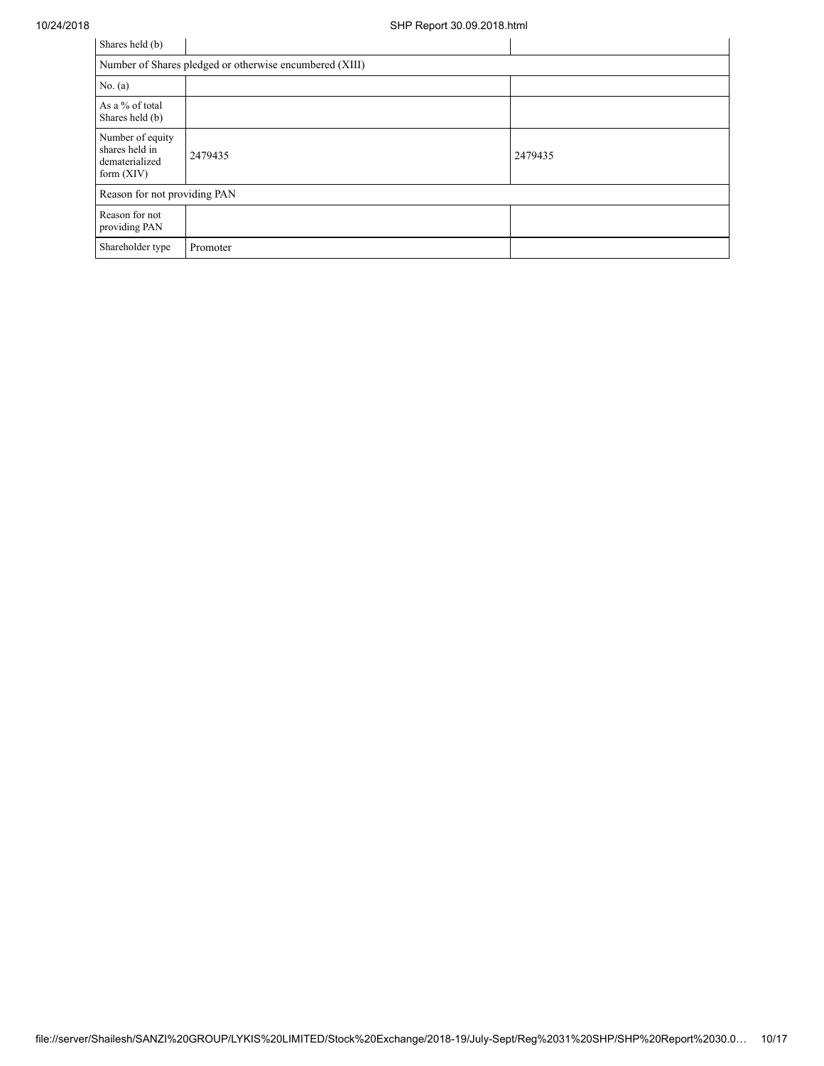| Shares held (b) | | |
|---|---|---|
| Number of Shares pledged or otherwise encumbered (XIII) | | |
| No. (a) | | |
| As a % of total Shares held (b) | | |
| Number of equity shares held in dematerialized form (XIV) | 2479435 | 2479435 |
| Reason for not providing PAN | | |
| Reason for not providing PAN | | |
| Shareholder type | Promoter | |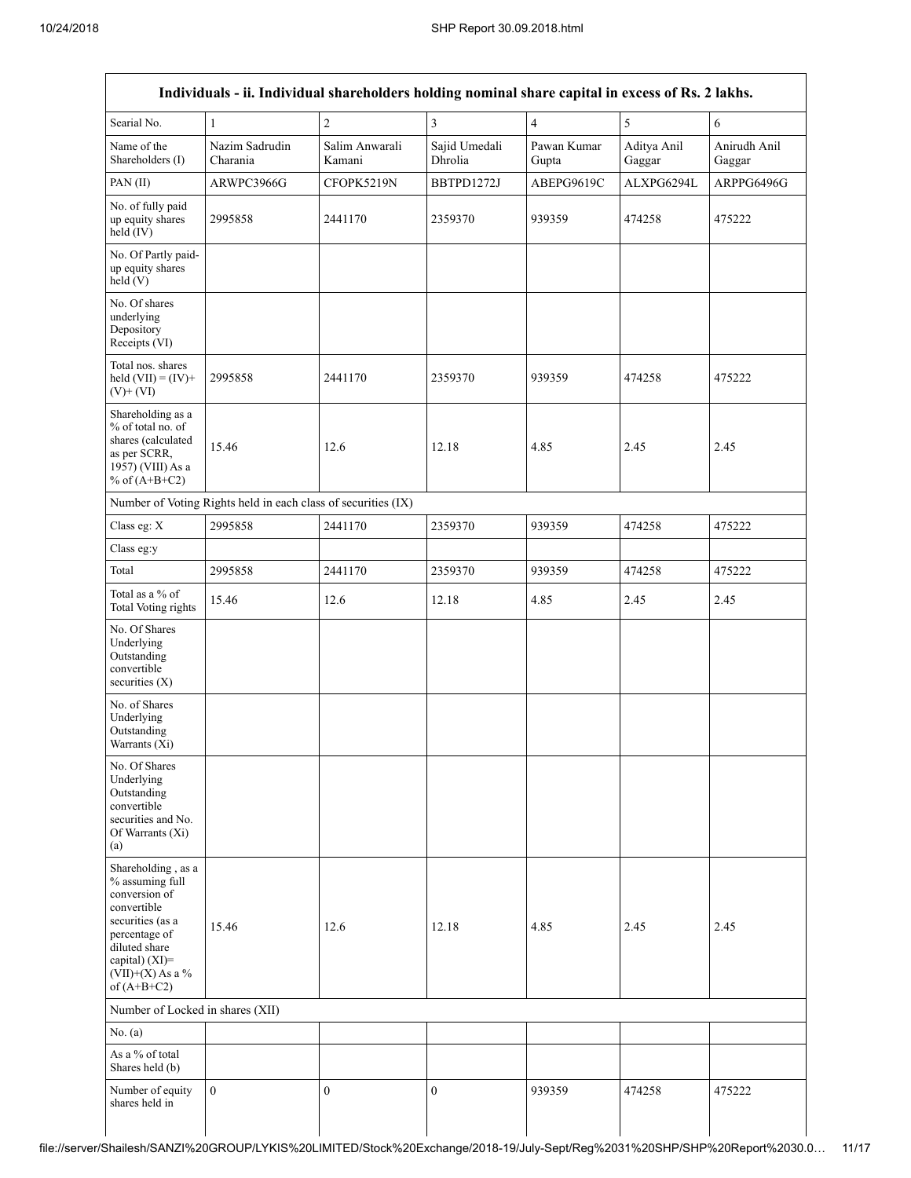| Individuals - ii. Individual shareholders holding nominal share capital in excess of Rs. 2 lakhs. | | | | | | |
|---|---|---|---|---|---|---|
| Searial No. | 1 | 2 | 3 | 4 | 5 | 6 |
| Name of the Shareholders (I) | Nazim Sadrudin Charania | Salim Anwarali Kamani | Sajid Umedali Dhrolia | Pawan Kumar Gupta | Aditya Anil Gaggar | Anirudh Anil Gaggar |
| PAN (II) | ARWPC3966G | CFOPK5219N | BBTPD1272J | ABEPG9619C | ALXPG6294L | ARPPG6496G |
| No. of fully paid up equity shares held (IV) | 2995858 | 2441170 | 2359370 | 939359 | 474258 | 475222 |
| No. Of Partly paid-up equity shares held (V) | | | | | | |
| No. Of shares underlying Depository Receipts (VI) | | | | | | |
| Total nos. shares held (VII) = (IV)+ (V)+ (VI) | 2995858 | 2441170 | 2359370 | 939359 | 474258 | 475222 |
| Shareholding as a % of total no. of shares (calculated as per SCRR, 1957) (VIII) As a % of (A+B+C2) | 15.46 | 12.6 | 12.18 | 4.85 | 2.45 | 2.45 |
| Number of Voting Rights held in each class of securities (IX) | | | | | | |
| Class eg: X | 2995858 | 2441170 | 2359370 | 939359 | 474258 | 475222 |
| Class eg:y | | | | | | |
| Total | 2995858 | 2441170 | 2359370 | 939359 | 474258 | 475222 |
| Total as a % of Total Voting rights | 15.46 | 12.6 | 12.18 | 4.85 | 2.45 | 2.45 |
| No. Of Shares Underlying Outstanding convertible securities (X) | | | | | | |
| No. of Shares Underlying Outstanding Warrants (Xi) | | | | | | |
| No. Of Shares Underlying Outstanding convertible securities and No. Of Warrants (Xi) (a) | | | | | | |
| Shareholding , as a % assuming full conversion of convertible securities (as a percentage of diluted share capital) (XI)= (VII)+(X) As a % of (A+B+C2) | 15.46 | 12.6 | 12.18 | 4.85 | 2.45 | 2.45 |
| Number of Locked in shares (XII) | | | | | | |
| No. (a) | | | | | | |
| As a % of total Shares held (b) | | | | | | |
| Number of equity shares held in | 0 | 0 | 0 | 939359 | 474258 | 475222 |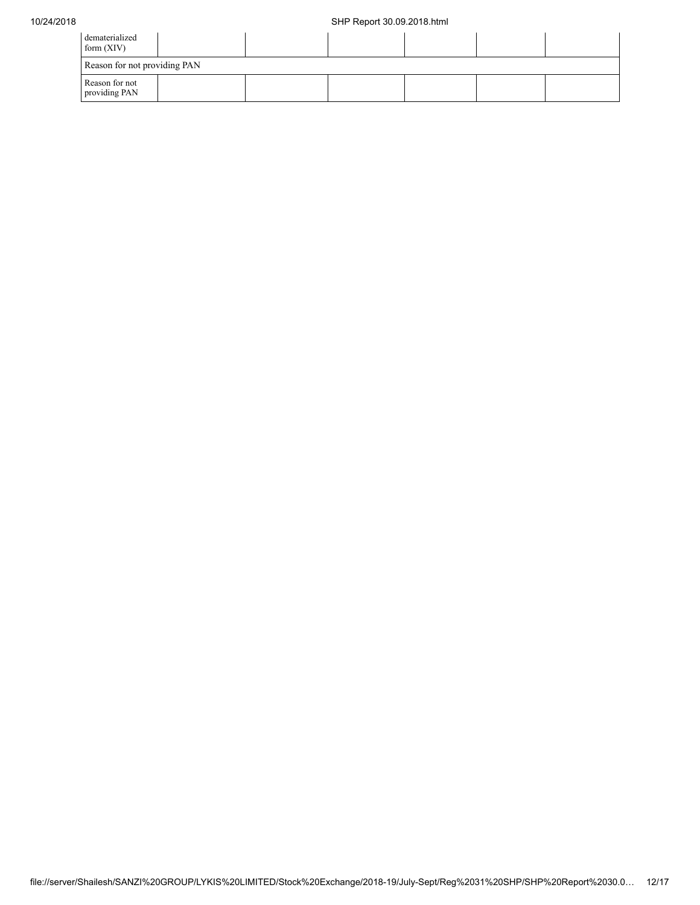| dematerialized form (XIV) | | | | | | |
| --- | --- | --- | --- | --- | --- | --- |
| Reason for not providing PAN | | | | | | |
| Reason for not providing PAN | | | | | | |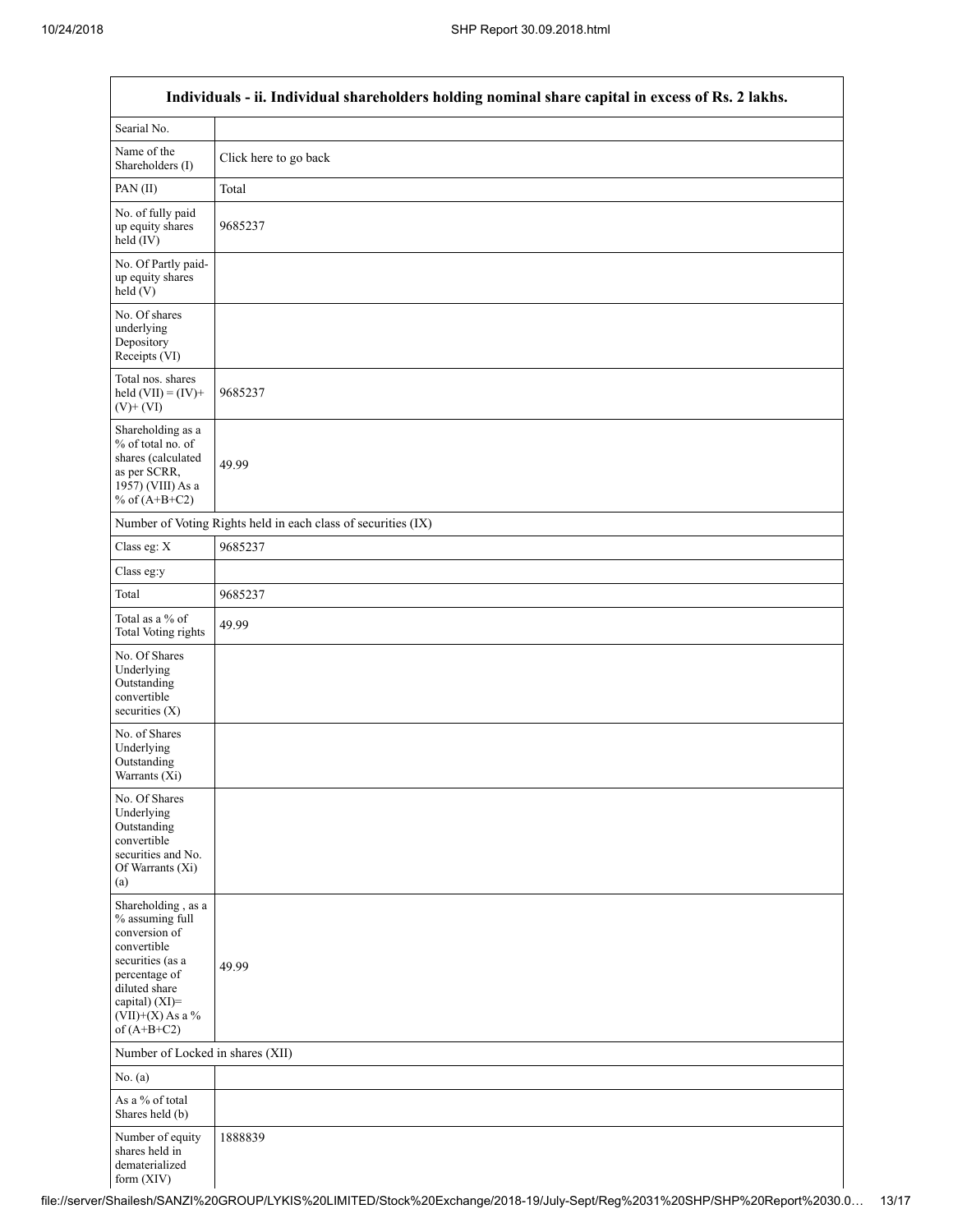| Individuals - ii. Individual shareholders holding nominal share capital in excess of Rs. 2 lakhs. | |
|---|---|
| Searial No. | |
| Name of the Shareholders (I) | Click here to go back |
| PAN (II) | Total |
| No. of fully paid up equity shares held (IV) | 9685237 |
| No. Of Partly paid-up equity shares held (V) | |
| No. Of shares underlying Depository Receipts (VI) | |
| Total nos. shares held (VII) = (IV)+ (V)+ (VI) | 9685237 |
| Shareholding as a % of total no. of shares (calculated as per SCRR, 1957) (VIII) As a % of (A+B+C2) | 49.99 |
| Number of Voting Rights held in each class of securities (IX) | |
| Class eg: X | 9685237 |
| Class eg:y | |
| Total | 9685237 |
| Total as a % of Total Voting rights | 49.99 |
| No. Of Shares Underlying Outstanding convertible securities (X) | |
| No. of Shares Underlying Outstanding Warrants (Xi) | |
| No. Of Shares Underlying Outstanding convertible securities and No. Of Warrants (Xi) (a) | |
| Shareholding , as a % assuming full conversion of convertible securities (as a percentage of diluted share capital) (XI)= (VII)+(X) As a % of (A+B+C2) | 49.99 |
| Number of Locked in shares (XII) | |
| No. (a) | |
| As a % of total Shares held (b) | |
| Number of equity shares held in dematerialized form (XIV) | 1888839 |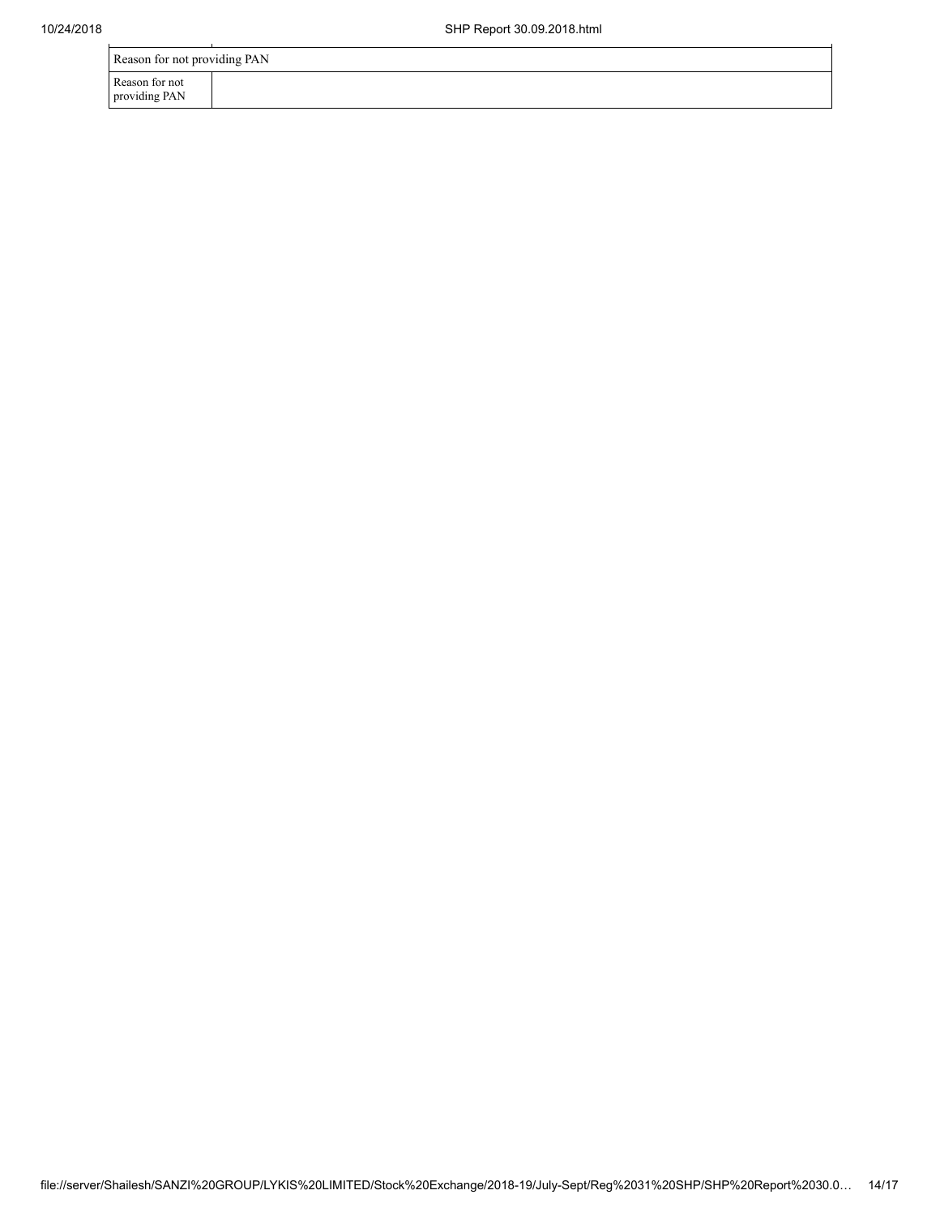| Reason for not providing PAN | |
|---|---|
| Reason for not providing PAN | |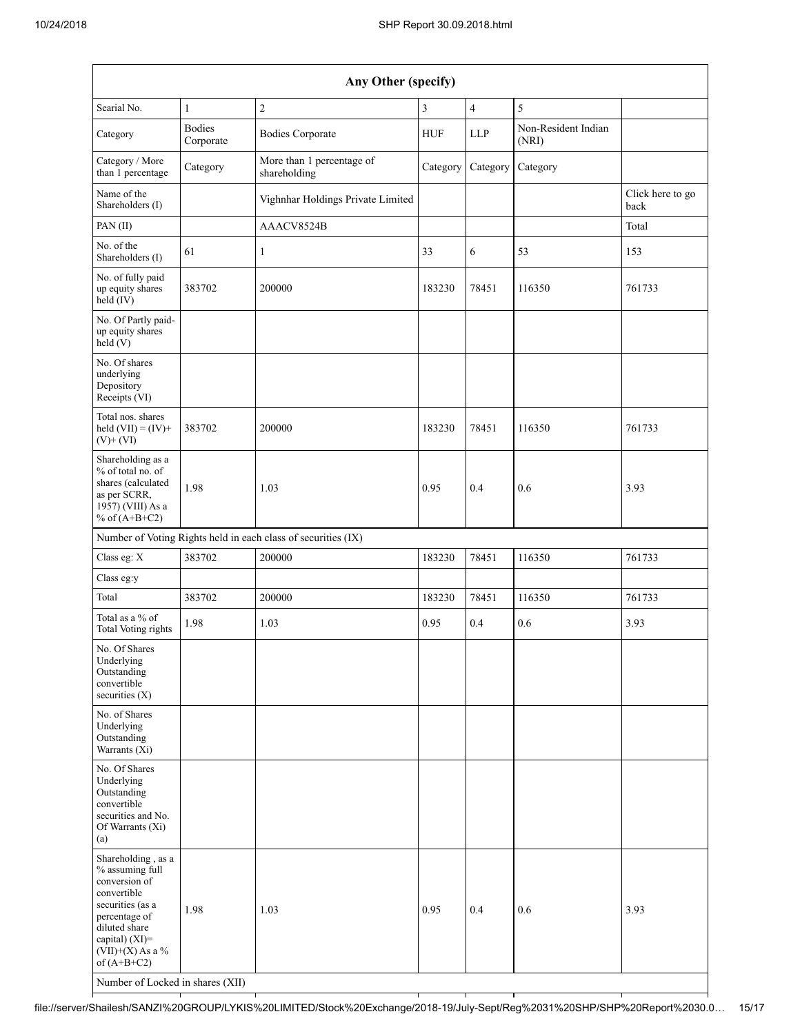| Any Other (specify) | | | | | | |
|---|---|---|---|---|---|---|
| Searial No. | 1 | 2 | 3 | 4 | 5 | |
| Category | Bodies Corporate | Bodies Corporate | HUF | LLP | Non-Resident Indian (NRI) | |
| Category / More than 1 percentage | Category | More than 1 percentage of shareholding | Category | Category | Category | |
| Name of the Shareholders (I) | | Vighnhar Holdings Private Limited | | | | Click here to go back |
| PAN (II) | | AAACV8524B | | | | Total |
| No. of the Shareholders (I) | 61 | 1 | 33 | 6 | 53 | 153 |
| No. of fully paid up equity shares held (IV) | 383702 | 200000 | 183230 | 78451 | 116350 | 761733 |
| No. Of Partly paid-up equity shares held (V) | | | | | | |
| No. Of shares underlying Depository Receipts (VI) | | | | | | |
| Total nos. shares held (VII) = (IV)+ (V)+ (VI) | 383702 | 200000 | 183230 | 78451 | 116350 | 761733 |
| Shareholding as a % of total no. of shares (calculated as per SCRR, 1957) (VIII) As a % of (A+B+C2) | 1.98 | 1.03 | 0.95 | 0.4 | 0.6 | 3.93 |
| Number of Voting Rights held in each class of securities (IX) | | | | | | |
| Class eg: X | 383702 | 200000 | 183230 | 78451 | 116350 | 761733 |
| Class eg:y | | | | | | |
| Total | 383702 | 200000 | 183230 | 78451 | 116350 | 761733 |
| Total as a % of Total Voting rights | 1.98 | 1.03 | 0.95 | 0.4 | 0.6 | 3.93 |
| No. Of Shares Underlying Outstanding convertible securities (X) | | | | | | |
| No. of Shares Underlying Outstanding Warrants (Xi) | | | | | | |
| No. Of Shares Underlying Outstanding convertible securities and No. Of Warrants (Xi) (a) | | | | | | |
| Shareholding , as a % assuming full conversion of convertible securities (as a percentage of diluted share capital) (XI)= (VII)+(X) As a % of (A+B+C2) | 1.98 | 1.03 | 0.95 | 0.4 | 0.6 | 3.93 |
| Number of Locked in shares (XII) | | | | | | |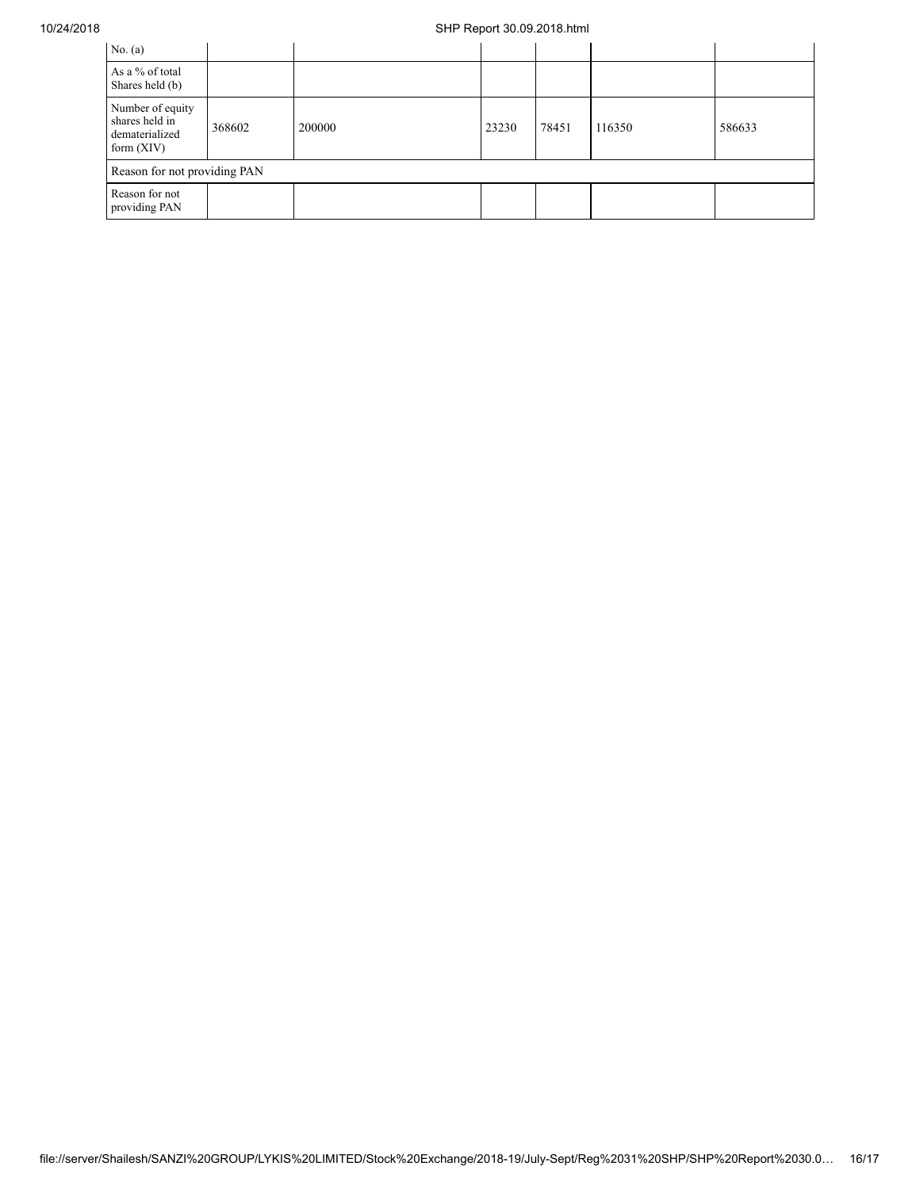| | | | | | | |
|---|---|---|---|---|---|---|
| No. (a) | | | | | | |
| As a % of total Shares held (b) | | | | | | |
| Number of equity shares held in dematerialized form (XIV) | 368602 | 200000 | 23230 | 78451 | 116350 | 586633 |
| Reason for not providing PAN | | | | | | |
| Reason for not providing PAN | | | | | | |